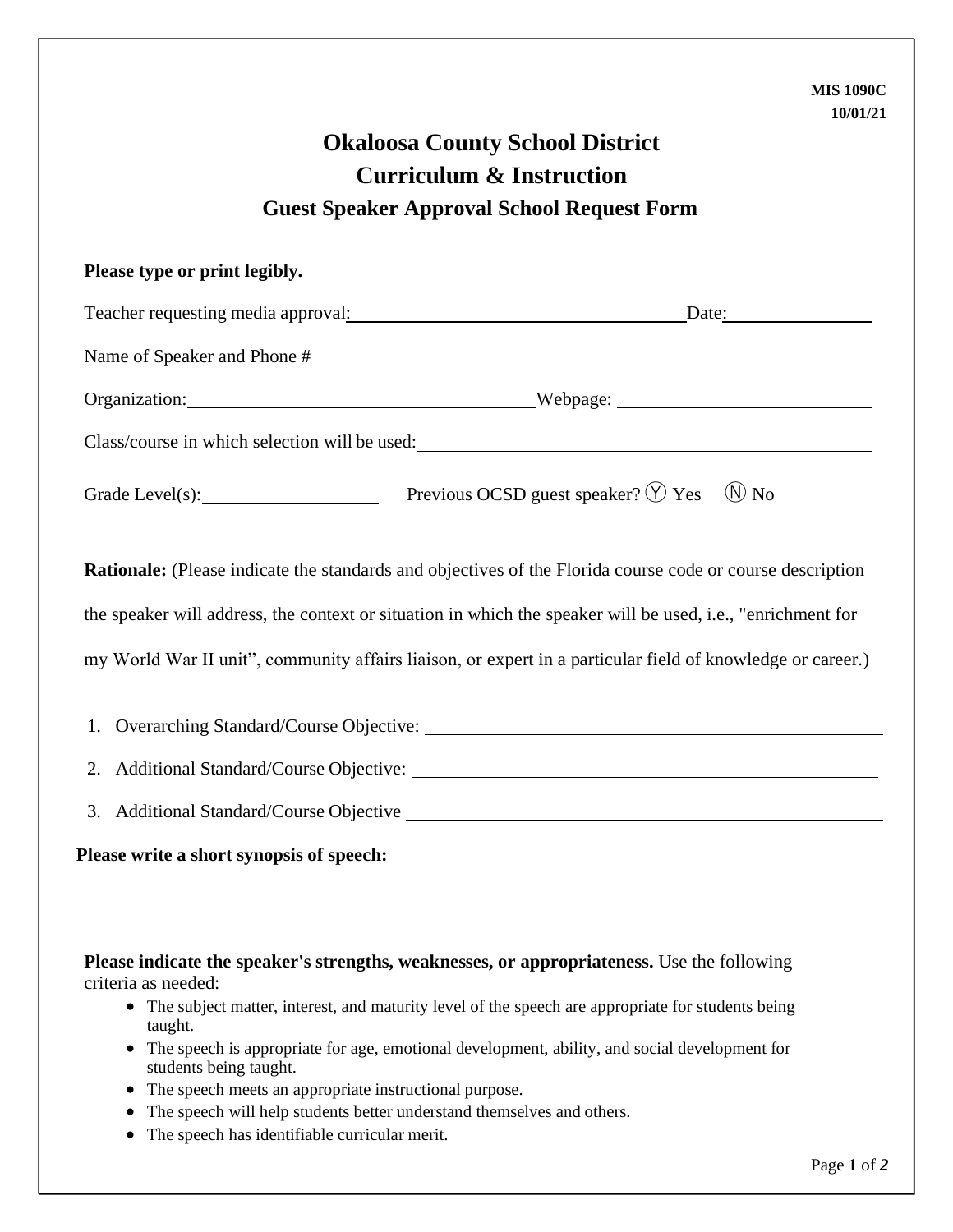MIS 1090C
10/01/21

# Okaloosa County School District
## Curriculum & Instruction
### Guest Speaker Approval School Request Form

**Please type or print legibly.**

Teacher requesting media approval: ______________________________ Date: ______________

Name of Speaker and Phone # ______________________________________________

Organization: ______________________________ Webpage: ______________________

Class/course in which selection will be used: ______________________________________

Grade Level(s): ______________ Previous OCSD guest speaker? Ⓨ Yes Ⓝ No

**Rationale:** (Please indicate the standards and objectives of the Florida course code or course description the speaker will address, the context or situation in which the speaker will be used, i.e., "enrichment for my World War II unit", community affairs liaison, or expert in a particular field of knowledge or career.)

1. Overarching Standard/Course Objective: ______________________________________
2. Additional Standard/Course Objective: ______________________________________
3. Additional Standard/Course Objective ______________________________________

**Please write a short synopsis of speech:**

**Please indicate the speaker's strengths, weaknesses, or appropriateness.** Use the following criteria as needed:

- The subject matter, interest, and maturity level of the speech are appropriate for students being taught.
- The speech is appropriate for age, emotional development, ability, and social development for students being taught.
- The speech meets an appropriate instructional purpose.
- The speech will help students better understand themselves and others.
- The speech has identifiable curricular merit.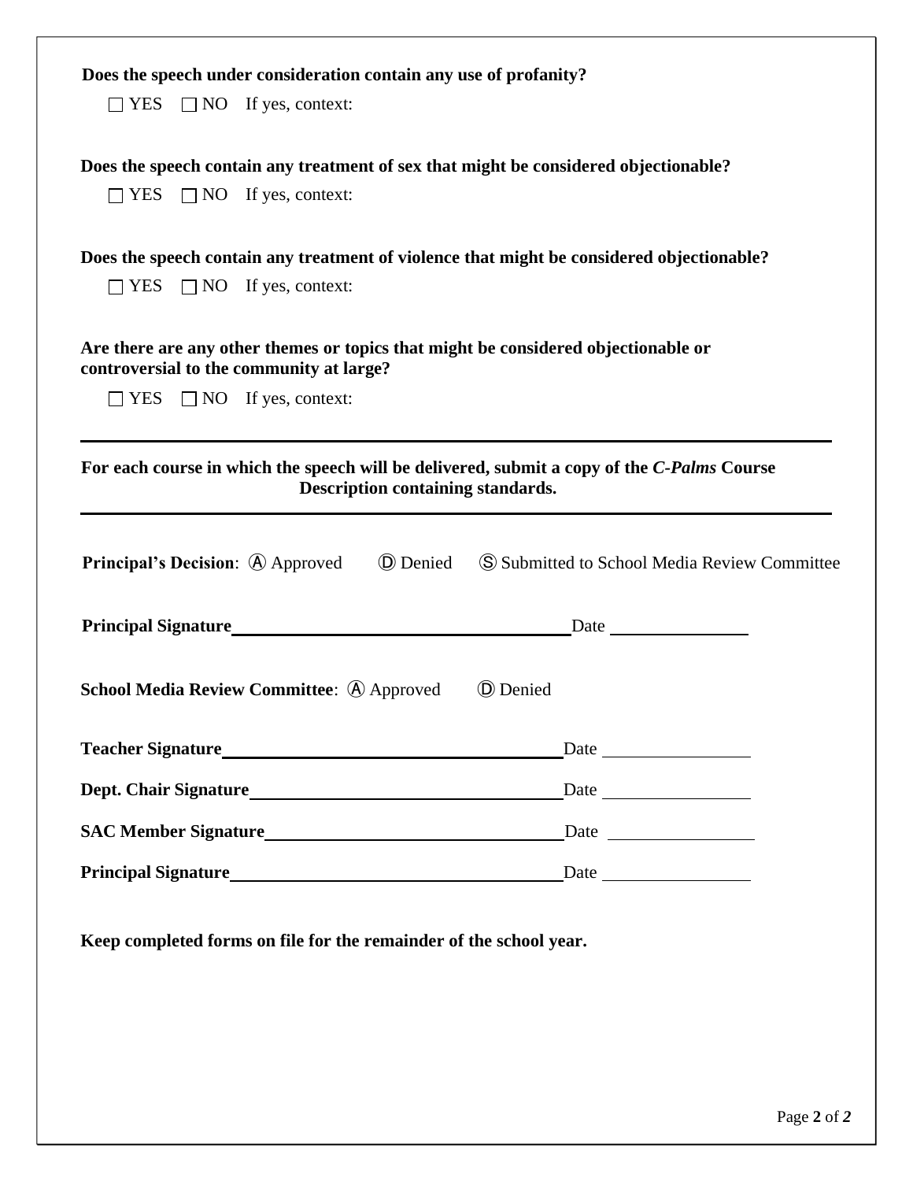**Does the speech under consideration contain any use of profanity?**

☐ YES ☐ NO If yes, context:

**Does the speech contain any treatment of sex that might be considered objectionable?**

☐ YES ☐ NO If yes, context:

**Does the speech contain any treatment of violence that might be considered objectionable?**

☐ YES ☐ NO If yes, context:

**Are there are any other themes or topics that might be considered objectionable or controversial to the community at large?**

☐ YES ☐ NO If yes, context:

---

**For each course in which the speech will be delivered, submit a copy of the *C-Palms* Course Description containing standards.**

---

**Principal's Decision**: Ⓐ Approved Ⓓ Denied Ⓢ Submitted to School Media Review Committee

**Principal Signature**\_\_\_\_\_\_\_\_\_\_\_\_\_\_\_\_\_\_\_\_\_\_\_\_\_\_\_\_\_\_\_\_ Date \_\_\_\_\_\_\_\_\_\_\_\_

**School Media Review Committee**: Ⓐ Approved Ⓓ Denied

**Teacher Signature**\_\_\_\_\_\_\_\_\_\_\_\_\_\_\_\_\_\_\_\_\_\_\_\_\_\_\_\_\_\_\_\_ Date \_\_\_\_\_\_\_\_\_\_\_\_

**Dept. Chair Signature**\_\_\_\_\_\_\_\_\_\_\_\_\_\_\_\_\_\_\_\_\_\_\_\_\_\_\_\_\_ Date \_\_\_\_\_\_\_\_\_\_\_\_

**SAC Member Signature**\_\_\_\_\_\_\_\_\_\_\_\_\_\_\_\_\_\_\_\_\_\_\_\_\_\_\_\_ Date \_\_\_\_\_\_\_\_\_\_\_\_

**Principal Signature**\_\_\_\_\_\_\_\_\_\_\_\_\_\_\_\_\_\_\_\_\_\_\_\_\_\_\_\_\_\_\_\_ Date \_\_\_\_\_\_\_\_\_\_\_\_

**Keep completed forms on file for the remainder of the school year.**